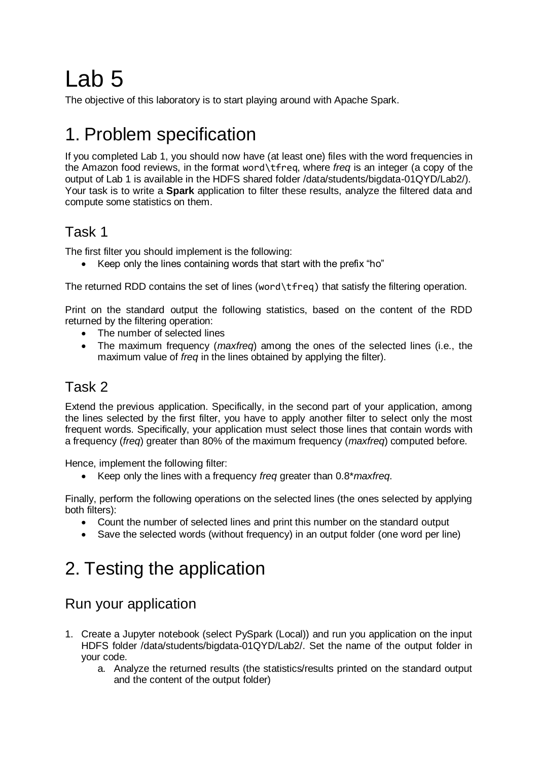# Lab 5

The objective of this laboratory is to start playing around with Apache Spark.

# 1. Problem specification

If you completed Lab 1, you should now have (at least one) files with the word frequencies in the Amazon food reviews, in the format `word\tfreq`, where *freq* is an integer (a copy of the output of Lab 1 is available in the HDFS shared folder /data/students/bigdata-01QYD/Lab2/). Your task is to write a **Spark** application to filter these results, analyze the filtered data and compute some statistics on them.

## Task 1

The first filter you should implement is the following:

- Keep only the lines containing words that start with the prefix “ho”

The returned RDD contains the set of lines (`word\tfreq`) that satisfy the filtering operation.

Print on the standard output the following statistics, based on the content of the RDD returned by the filtering operation:

- The number of selected lines
- The maximum frequency (*maxfreq*) among the ones of the selected lines (i.e., the maximum value of *freq* in the lines obtained by applying the filter).

## Task 2

Extend the previous application. Specifically, in the second part of your application, among the lines selected by the first filter, you have to apply another filter to select only the most frequent words. Specifically, your application must select those lines that contain words with a frequency (*freq*) greater than 80% of the maximum frequency (*maxfreq*) computed before.

Hence, implement the following filter:

- Keep only the lines with a frequency *freq* greater than 0.8\**maxfreq*.

Finally, perform the following operations on the selected lines (the ones selected by applying both filters):

- Count the number of selected lines and print this number on the standard output
- Save the selected words (without frequency) in an output folder (one word per line)

# 2. Testing the application

## Run your application

1. Create a Jupyter notebook (select PySpark (Local)) and run you application on the input HDFS folder /data/students/bigdata-01QYD/Lab2/. Set the name of the output folder in your code.
   a. Analyze the returned results (the statistics/results printed on the standard output and the content of the output folder)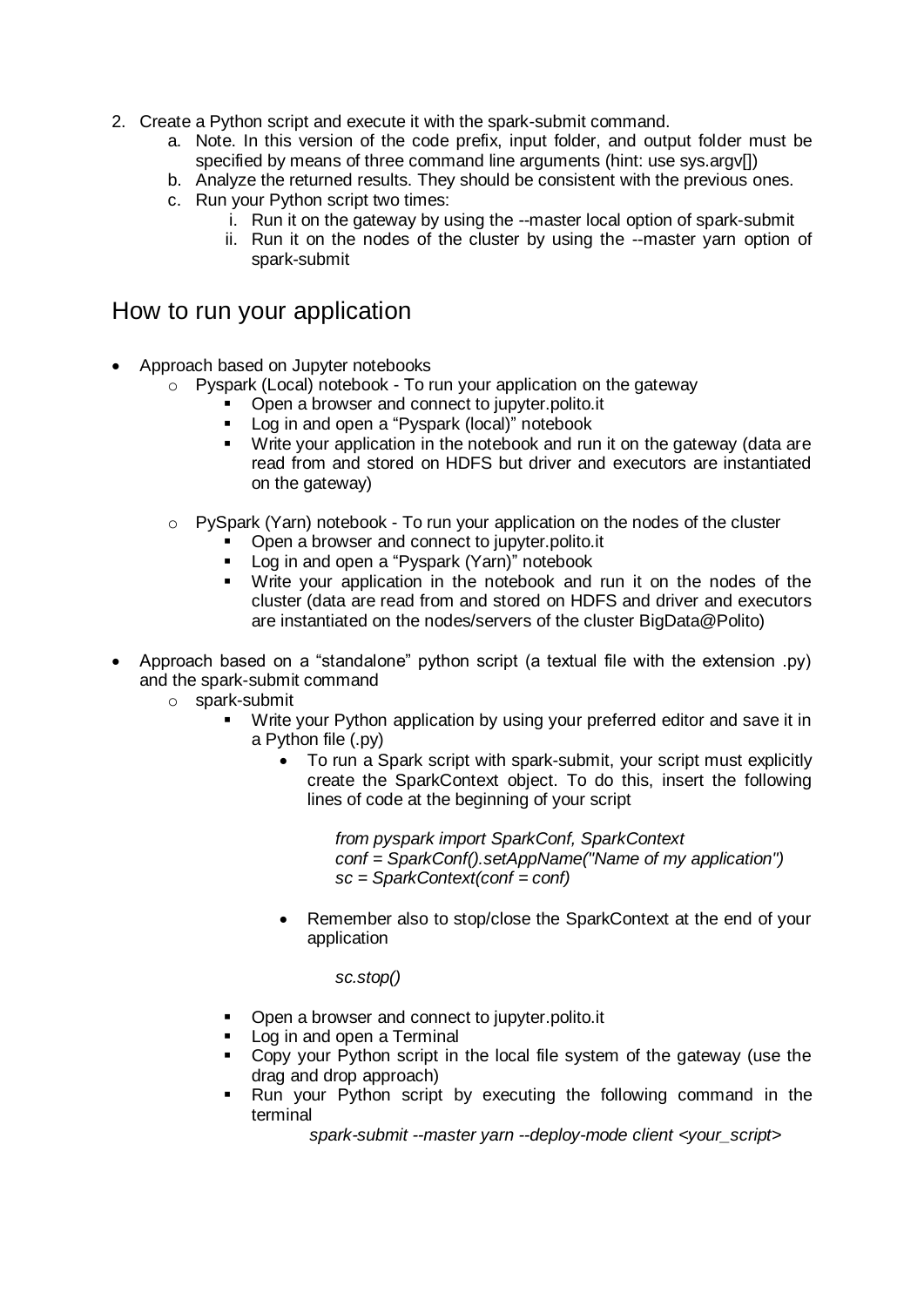2. Create a Python script and execute it with the spark-submit command.
    a. Note. In this version of the code prefix, input folder, and output folder must be specified by means of three command line arguments (hint: use sys.argv[])
    b. Analyze the returned results. They should be consistent with the previous ones.
    c. Run your Python script two times:
        i. Run it on the gateway by using the --master local option of spark-submit
        ii. Run it on the nodes of the cluster by using the --master yarn option of spark-submit

## How to run your application

- Approach based on Jupyter notebooks
    - Pyspark (Local) notebook - To run your application on the gateway
        - Open a browser and connect to jupyter.polito.it
        - Log in and open a "Pyspark (local)" notebook
        - Write your application in the notebook and run it on the gateway (data are read from and stored on HDFS but driver and executors are instantiated on the gateway)
    - PySpark (Yarn) notebook - To run your application on the nodes of the cluster
        - Open a browser and connect to jupyter.polito.it
        - Log in and open a "Pyspark (Yarn)" notebook
        - Write your application in the notebook and run it on the nodes of the cluster (data are read from and stored on HDFS and driver and executors are instantiated on the nodes/servers of the cluster BigData@Polito)
- Approach based on a "standalone" python script (a textual file with the extension .py) and the spark-submit command
    - spark-submit
        - Write your Python application by using your preferred editor and save it in a Python file (.py)
            - To run a Spark script with spark-submit, your script must explicitly create the SparkContext object. To do this, insert the following lines of code at the beginning of your script

              *from pyspark import SparkConf, SparkContext*
              *conf = SparkConf().setAppName("Name of my application")*
              *sc = SparkContext(conf = conf)*

            - Remember also to stop/close the SparkContext at the end of your application

              *sc.stop()*

        - Open a browser and connect to jupyter.polito.it
        - Log in and open a Terminal
        - Copy your Python script in the local file system of the gateway (use the drag and drop approach)
        - Run your Python script by executing the following command in the terminal

          *spark-submit --master yarn --deploy-mode client <your_script>*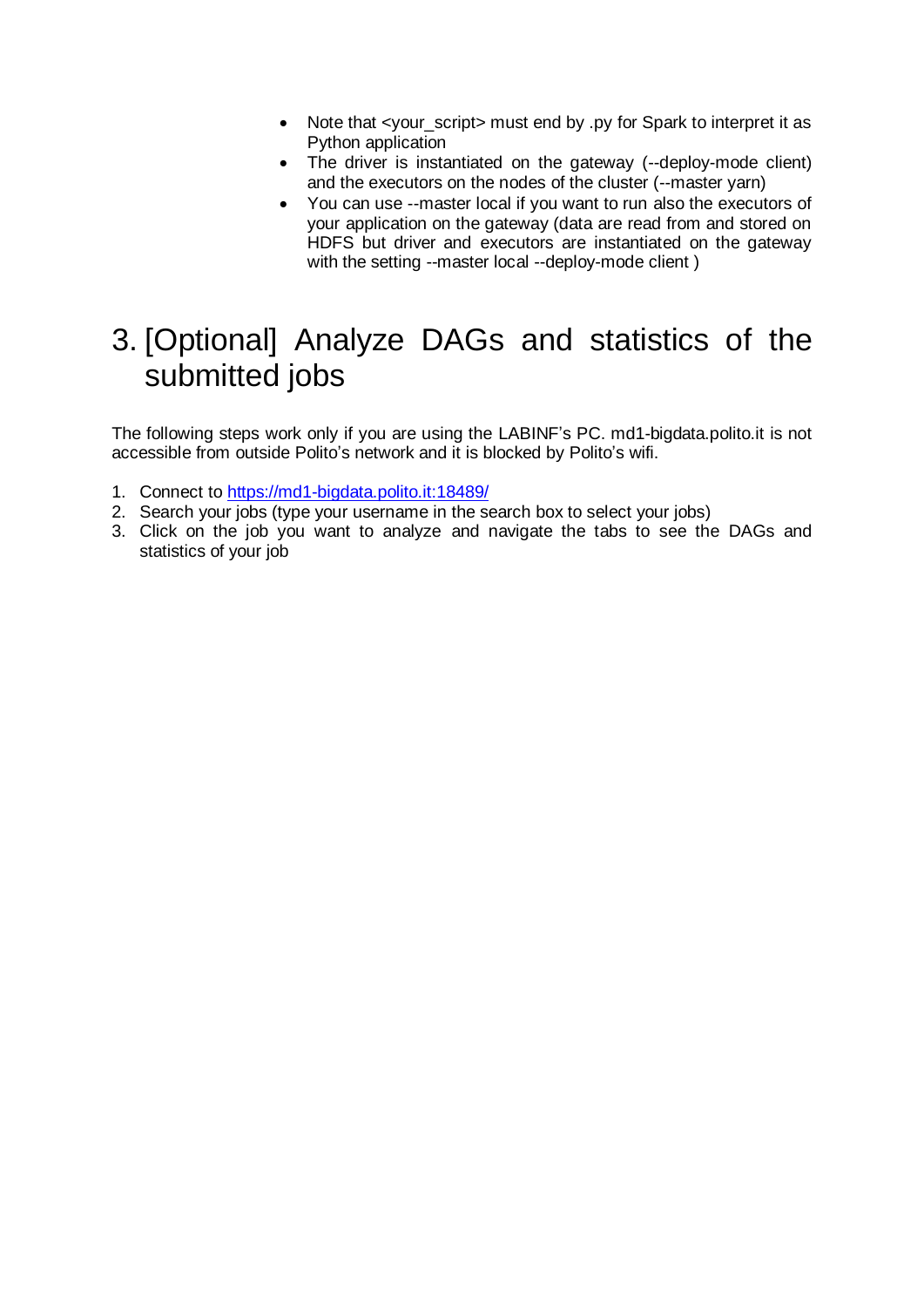- Note that <your_script> must end by .py for Spark to interpret it as Python application
- The driver is instantiated on the gateway (--deploy-mode client) and the executors on the nodes of the cluster (--master yarn)
- You can use --master local if you want to run also the executors of your application on the gateway (data are read from and stored on HDFS but driver and executors are instantiated on the gateway with the setting --master local --deploy-mode client )

# 3. [Optional] Analyze DAGs and statistics of the submitted jobs

The following steps work only if you are using the LABINF's PC. md1-bigdata.polito.it is not accessible from outside Polito's network and it is blocked by Polito's wifi.

1. Connect to [https://md1-bigdata.polito.it:18489/](https://md1-bigdata.polito.it:18489/)
2. Search your jobs (type your username in the search box to select your jobs)
3. Click on the job you want to analyze and navigate the tabs to see the DAGs and statistics of your job